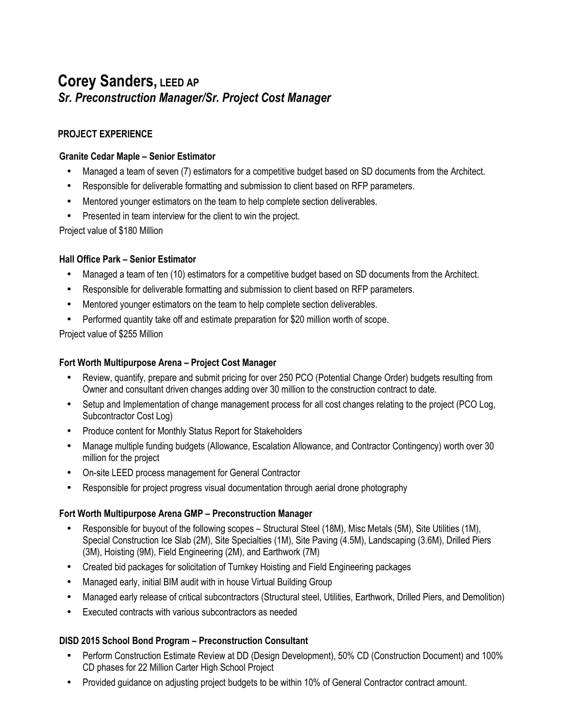# Corey Sanders, LEED AP

## *Sr. Preconstruction Manager/Sr. Project Cost Manager*

### PROJECT EXPERIENCE

**Granite Cedar Maple – Senior Estimator**

- Managed a team of seven (7) estimators for a competitive budget based on SD documents from the Architect.
- Responsible for deliverable formatting and submission to client based on RFP parameters.
- Mentored younger estimators on the team to help complete section deliverables.
- Presented in team interview for the client to win the project.

Project value of $180 Million

**Hall Office Park – Senior Estimator**

- Managed a team of ten (10) estimators for a competitive budget based on SD documents from the Architect.
- Responsible for deliverable formatting and submission to client based on RFP parameters.
- Mentored younger estimators on the team to help complete section deliverables.
- Performed quantity take off and estimate preparation for $20 million worth of scope.

Project value of $255 Million

**Fort Worth Multipurpose Arena – Project Cost Manager**

- Review, quantify, prepare and submit pricing for over 250 PCO (Potential Change Order) budgets resulting from Owner and consultant driven changes adding over 30 million to the construction contract to date.
- Setup and Implementation of change management process for all cost changes relating to the project (PCO Log, Subcontractor Cost Log)
- Produce content for Monthly Status Report for Stakeholders
- Manage multiple funding budgets (Allowance, Escalation Allowance, and Contractor Contingency) worth over 30 million for the project
- On-site LEED process management for General Contractor
- Responsible for project progress visual documentation through aerial drone photography

**Fort Worth Multipurpose Arena GMP – Preconstruction Manager**

- Responsible for buyout of the following scopes – Structural Steel (18M), Misc Metals (5M), Site Utilities (1M), Special Construction Ice Slab (2M), Site Specialties (1M), Site Paving (4.5M), Landscaping (3.6M), Drilled Piers (3M), Hoisting (9M), Field Engineering (2M), and Earthwork (7M)
- Created bid packages for solicitation of Turnkey Hoisting and Field Engineering packages
- Managed early, initial BIM audit with in house Virtual Building Group
- Managed early release of critical subcontractors (Structural steel, Utilities, Earthwork, Drilled Piers, and Demolition)
- Executed contracts with various subcontractors as needed

**DISD 2015 School Bond Program – Preconstruction Consultant**

- Perform Construction Estimate Review at DD (Design Development), 50% CD (Construction Document) and 100% CD phases for 22 Million Carter High School Project
- Provided guidance on adjusting project budgets to be within 10% of General Contractor contract amount.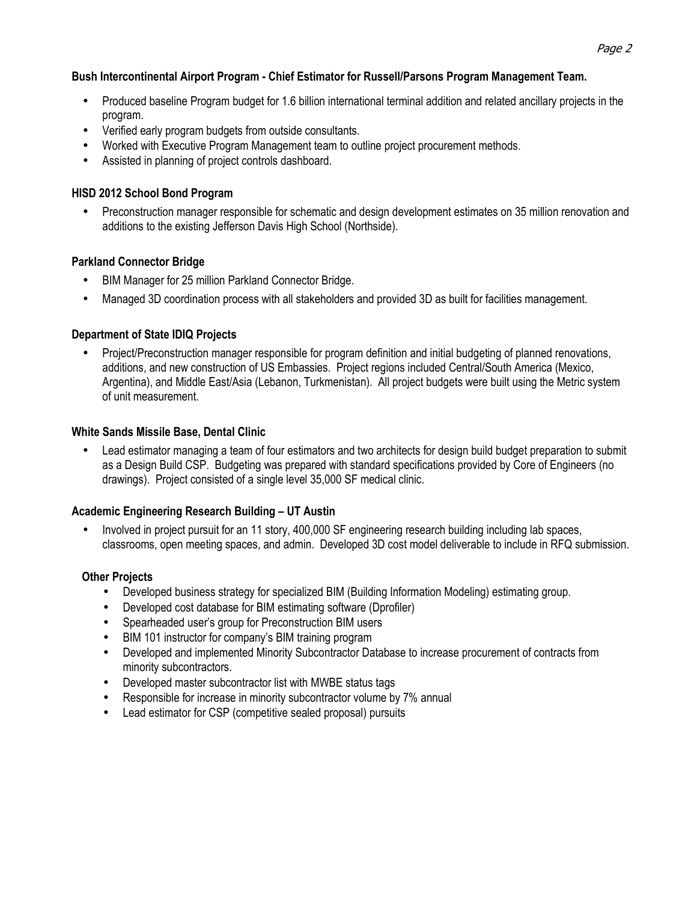**Bush Intercontinental Airport Program - Chief Estimator for Russell/Parsons Program Management Team.**

- Produced baseline Program budget for 1.6 billion international terminal addition and related ancillary projects in the program.
- Verified early program budgets from outside consultants.
- Worked with Executive Program Management team to outline project procurement methods.
- Assisted in planning of project controls dashboard.

**HISD 2012 School Bond Program**

- Preconstruction manager responsible for schematic and design development estimates on 35 million renovation and additions to the existing Jefferson Davis High School (Northside).

**Parkland Connector Bridge**

- BIM Manager for 25 million Parkland Connector Bridge.
- Managed 3D coordination process with all stakeholders and provided 3D as built for facilities management.

**Department of State IDIQ Projects**

- Project/Preconstruction manager responsible for program definition and initial budgeting of planned renovations, additions, and new construction of US Embassies. Project regions included Central/South America (Mexico, Argentina), and Middle East/Asia (Lebanon, Turkmenistan). All project budgets were built using the Metric system of unit measurement.

**White Sands Missile Base, Dental Clinic**

- Lead estimator managing a team of four estimators and two architects for design build budget preparation to submit as a Design Build CSP. Budgeting was prepared with standard specifications provided by Core of Engineers (no drawings). Project consisted of a single level 35,000 SF medical clinic.

**Academic Engineering Research Building – UT Austin**

- Involved in project pursuit for an 11 story, 400,000 SF engineering research building including lab spaces, classrooms, open meeting spaces, and admin. Developed 3D cost model deliverable to include in RFQ submission.

**Other Projects**

- Developed business strategy for specialized BIM (Building Information Modeling) estimating group.
- Developed cost database for BIM estimating software (Dprofiler)
- Spearheaded user's group for Preconstruction BIM users
- BIM 101 instructor for company's BIM training program
- Developed and implemented Minority Subcontractor Database to increase procurement of contracts from minority subcontractors.
- Developed master subcontractor list with MWBE status tags
- Responsible for increase in minority subcontractor volume by 7% annual
- Lead estimator for CSP (competitive sealed proposal) pursuits